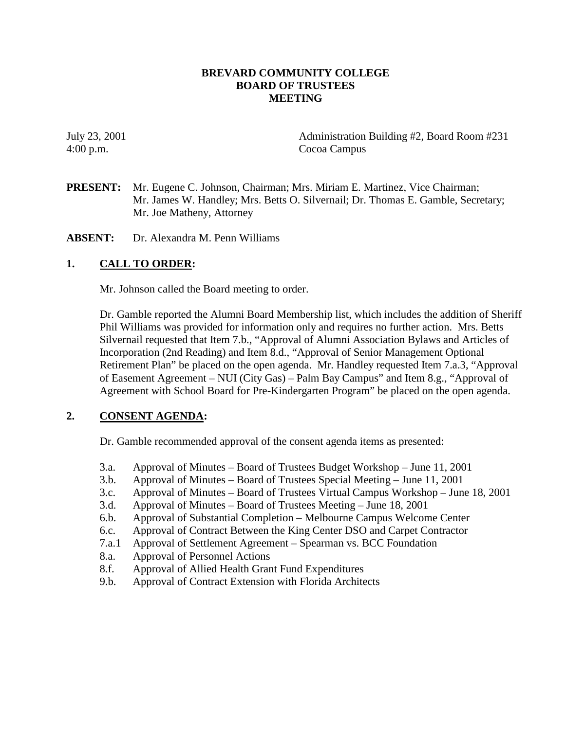# BREVARD COMMUNITY COLLEGE
# BOARD OF TRUSTEES
# MEETING

July 23, 2001
4:00 p.m.

Administration Building #2, Board Room #231
Cocoa Campus

**PRESENT:** Mr. Eugene C. Johnson, Chairman; Mrs. Miriam E. Martinez, Vice Chairman; Mr. James W. Handley; Mrs. Betts O. Silvernail; Dr. Thomas E. Gamble, Secretary; Mr. Joe Matheny, Attorney

**ABSENT:** Dr. Alexandra M. Penn Williams

## 1. CALL TO ORDER:

Mr. Johnson called the Board meeting to order.

Dr. Gamble reported the Alumni Board Membership list, which includes the addition of Sheriff Phil Williams was provided for information only and requires no further action. Mrs. Betts Silvernail requested that Item 7.b., "Approval of Alumni Association Bylaws and Articles of Incorporation (2nd Reading) and Item 8.d., "Approval of Senior Management Optional Retirement Plan" be placed on the open agenda. Mr. Handley requested Item 7.a.3, "Approval of Easement Agreement – NUI (City Gas) – Palm Bay Campus" and Item 8.g., "Approval of Agreement with School Board for Pre-Kindergarten Program" be placed on the open agenda.

## 2. CONSENT AGENDA:

Dr. Gamble recommended approval of the consent agenda items as presented:

- 3.a. Approval of Minutes – Board of Trustees Budget Workshop – June 11, 2001
- 3.b. Approval of Minutes – Board of Trustees Special Meeting – June 11, 2001
- 3.c. Approval of Minutes – Board of Trustees Virtual Campus Workshop – June 18, 2001
- 3.d. Approval of Minutes – Board of Trustees Meeting – June 18, 2001
- 6.b. Approval of Substantial Completion – Melbourne Campus Welcome Center
- 6.c. Approval of Contract Between the King Center DSO and Carpet Contractor
- 7.a.1 Approval of Settlement Agreement – Spearman vs. BCC Foundation
- 8.a. Approval of Personnel Actions
- 8.f. Approval of Allied Health Grant Fund Expenditures
- 9.b. Approval of Contract Extension with Florida Architects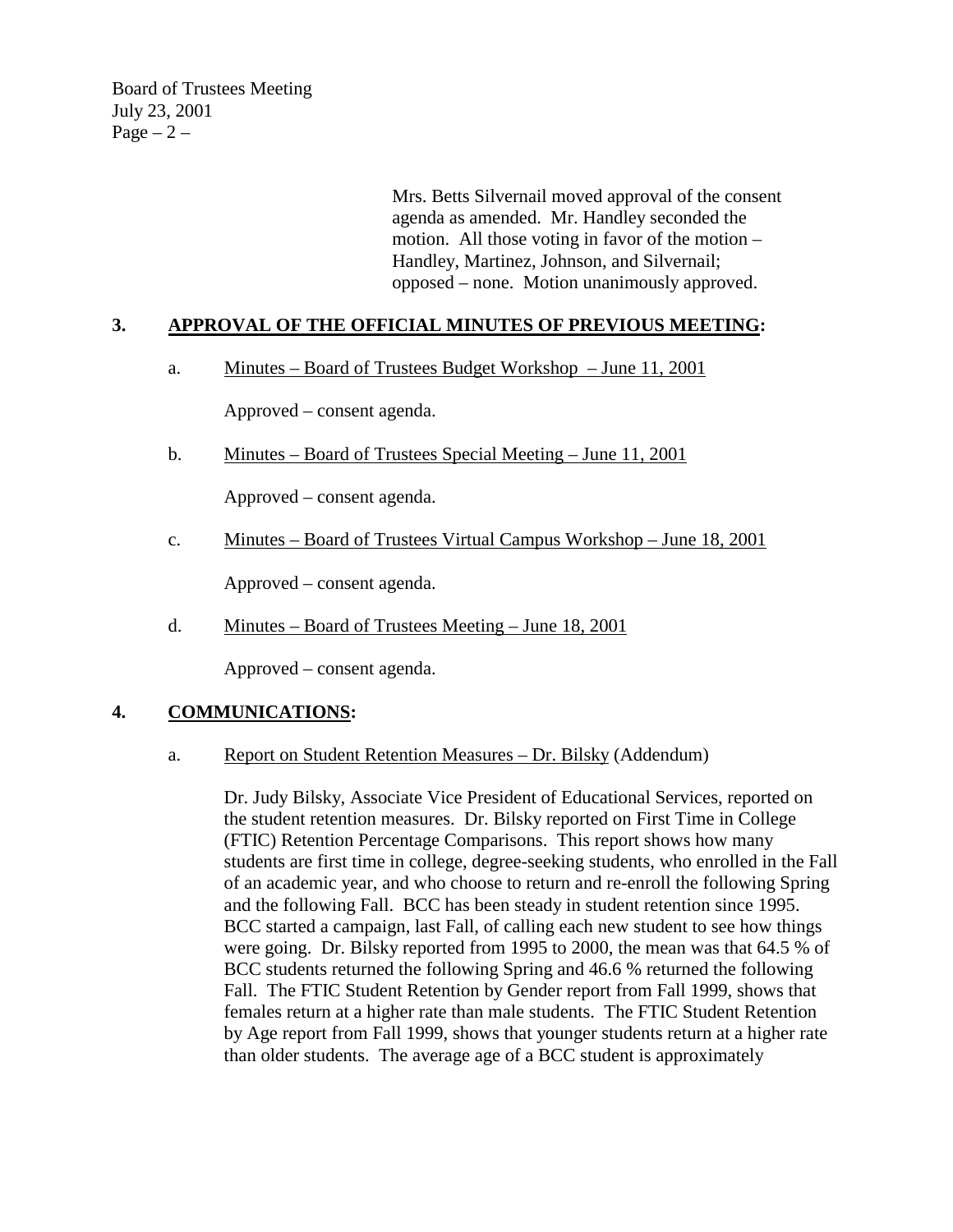Mrs. Betts Silvernail moved approval of the consent agenda as amended. Mr. Handley seconded the motion. All those voting in favor of the motion – Handley, Martinez, Johnson, and Silvernail; opposed – none. Motion unanimously approved.

## 3. APPROVAL OF THE OFFICIAL MINUTES OF PREVIOUS MEETING:

a. Minutes – Board of Trustees Budget Workshop – June 11, 2001

Approved – consent agenda.

b. Minutes – Board of Trustees Special Meeting – June 11, 2001

Approved – consent agenda.

c. Minutes – Board of Trustees Virtual Campus Workshop – June 18, 2001

Approved – consent agenda.

d. Minutes – Board of Trustees Meeting – June 18, 2001

Approved – consent agenda.

## 4. COMMUNICATIONS:

a. Report on Student Retention Measures – Dr. Bilsky (Addendum)

Dr. Judy Bilsky, Associate Vice President of Educational Services, reported on the student retention measures. Dr. Bilsky reported on First Time in College (FTIC) Retention Percentage Comparisons. This report shows how many students are first time in college, degree-seeking students, who enrolled in the Fall of an academic year, and who choose to return and re-enroll the following Spring and the following Fall. BCC has been steady in student retention since 1995. BCC started a campaign, last Fall, of calling each new student to see how things were going. Dr. Bilsky reported from 1995 to 2000, the mean was that 64.5 % of BCC students returned the following Spring and 46.6 % returned the following Fall. The FTIC Student Retention by Gender report from Fall 1999, shows that females return at a higher rate than male students. The FTIC Student Retention by Age report from Fall 1999, shows that younger students return at a higher rate than older students. The average age of a BCC student is approximately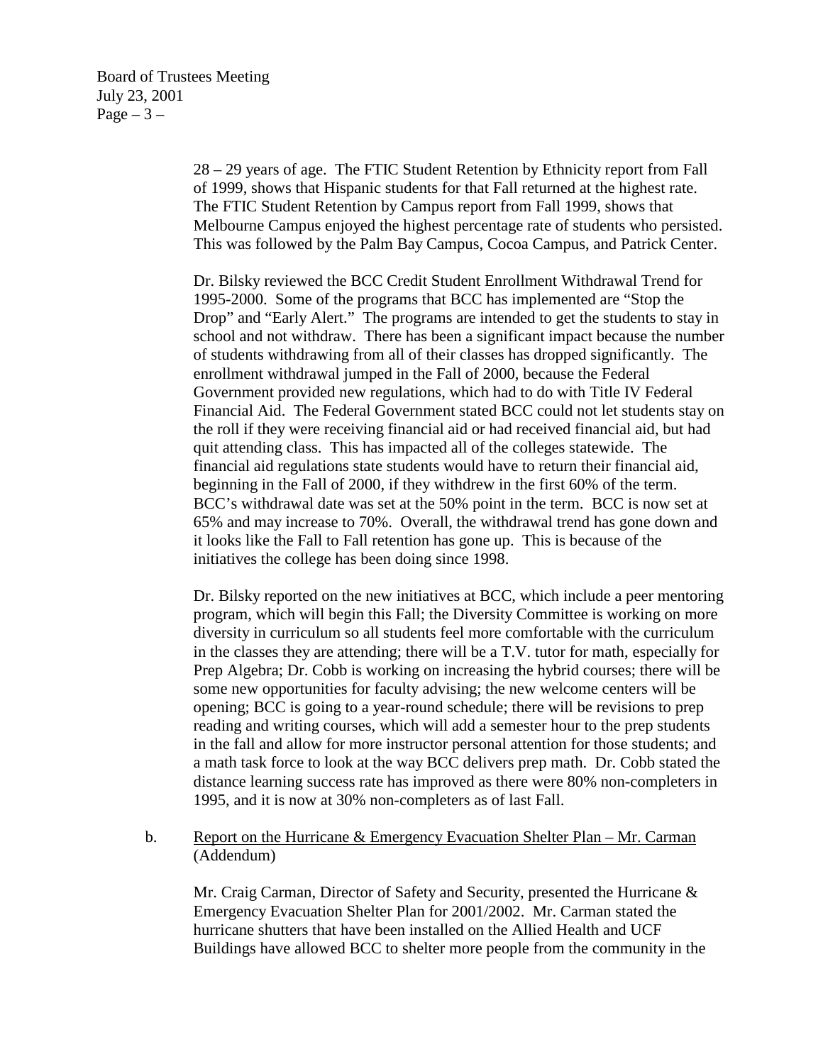28 – 29 years of age. The FTIC Student Retention by Ethnicity report from Fall of 1999, shows that Hispanic students for that Fall returned at the highest rate. The FTIC Student Retention by Campus report from Fall 1999, shows that Melbourne Campus enjoyed the highest percentage rate of students who persisted. This was followed by the Palm Bay Campus, Cocoa Campus, and Patrick Center.

Dr. Bilsky reviewed the BCC Credit Student Enrollment Withdrawal Trend for 1995-2000. Some of the programs that BCC has implemented are "Stop the Drop" and "Early Alert." The programs are intended to get the students to stay in school and not withdraw. There has been a significant impact because the number of students withdrawing from all of their classes has dropped significantly. The enrollment withdrawal jumped in the Fall of 2000, because the Federal Government provided new regulations, which had to do with Title IV Federal Financial Aid. The Federal Government stated BCC could not let students stay on the roll if they were receiving financial aid or had received financial aid, but had quit attending class. This has impacted all of the colleges statewide. The financial aid regulations state students would have to return their financial aid, beginning in the Fall of 2000, if they withdrew in the first 60% of the term. BCC's withdrawal date was set at the 50% point in the term. BCC is now set at 65% and may increase to 70%. Overall, the withdrawal trend has gone down and it looks like the Fall to Fall retention has gone up. This is because of the initiatives the college has been doing since 1998.

Dr. Bilsky reported on the new initiatives at BCC, which include a peer mentoring program, which will begin this Fall; the Diversity Committee is working on more diversity in curriculum so all students feel more comfortable with the curriculum in the classes they are attending; there will be a T.V. tutor for math, especially for Prep Algebra; Dr. Cobb is working on increasing the hybrid courses; there will be some new opportunities for faculty advising; the new welcome centers will be opening; BCC is going to a year-round schedule; there will be revisions to prep reading and writing courses, which will add a semester hour to the prep students in the fall and allow for more instructor personal attention for those students; and a math task force to look at the way BCC delivers prep math. Dr. Cobb stated the distance learning success rate has improved as there were 80% non-completers in 1995, and it is now at 30% non-completers as of last Fall.

b. Report on the Hurricane & Emergency Evacuation Shelter Plan – Mr. Carman (Addendum)

Mr. Craig Carman, Director of Safety and Security, presented the Hurricane & Emergency Evacuation Shelter Plan for 2001/2002. Mr. Carman stated the hurricane shutters that have been installed on the Allied Health and UCF Buildings have allowed BCC to shelter more people from the community in the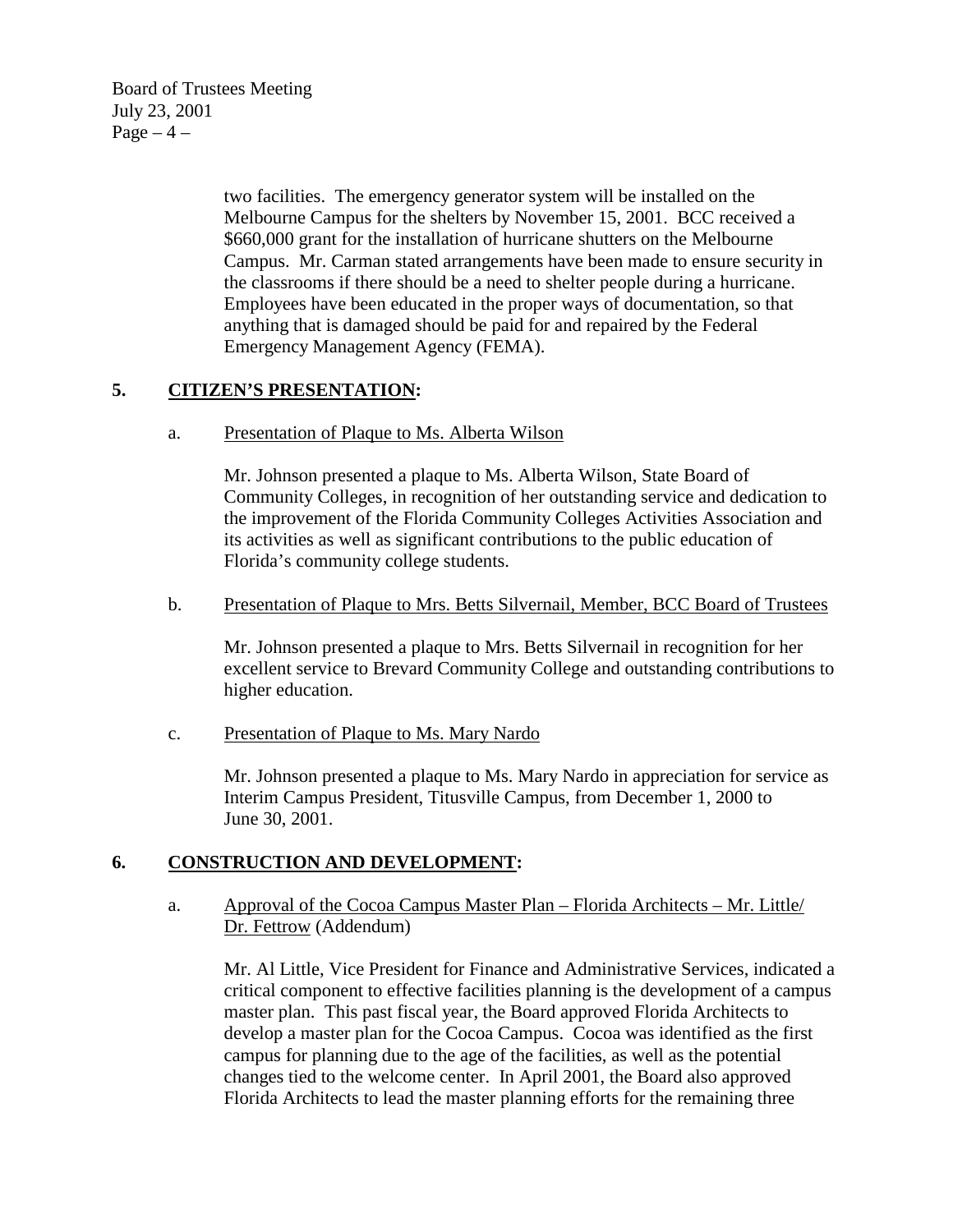two facilities. The emergency generator system will be installed on the Melbourne Campus for the shelters by November 15, 2001. BCC received a $660,000 grant for the installation of hurricane shutters on the Melbourne Campus. Mr. Carman stated arrangements have been made to ensure security in the classrooms if there should be a need to shelter people during a hurricane. Employees have been educated in the proper ways of documentation, so that anything that is damaged should be paid for and repaired by the Federal Emergency Management Agency (FEMA).

## 5. CITIZEN'S PRESENTATION:

a. Presentation of Plaque to Ms. Alberta Wilson

Mr. Johnson presented a plaque to Ms. Alberta Wilson, State Board of Community Colleges, in recognition of her outstanding service and dedication to the improvement of the Florida Community Colleges Activities Association and its activities as well as significant contributions to the public education of Florida's community college students.

b. Presentation of Plaque to Mrs. Betts Silvernail, Member, BCC Board of Trustees

Mr. Johnson presented a plaque to Mrs. Betts Silvernail in recognition for her excellent service to Brevard Community College and outstanding contributions to higher education.

c. Presentation of Plaque to Ms. Mary Nardo

Mr. Johnson presented a plaque to Ms. Mary Nardo in appreciation for service as Interim Campus President, Titusville Campus, from December 1, 2000 to June 30, 2001.

## 6. CONSTRUCTION AND DEVELOPMENT:

a. Approval of the Cocoa Campus Master Plan – Florida Architects – Mr. Little/ Dr. Fettrow (Addendum)

Mr. Al Little, Vice President for Finance and Administrative Services, indicated a critical component to effective facilities planning is the development of a campus master plan. This past fiscal year, the Board approved Florida Architects to develop a master plan for the Cocoa Campus. Cocoa was identified as the first campus for planning due to the age of the facilities, as well as the potential changes tied to the welcome center. In April 2001, the Board also approved Florida Architects to lead the master planning efforts for the remaining three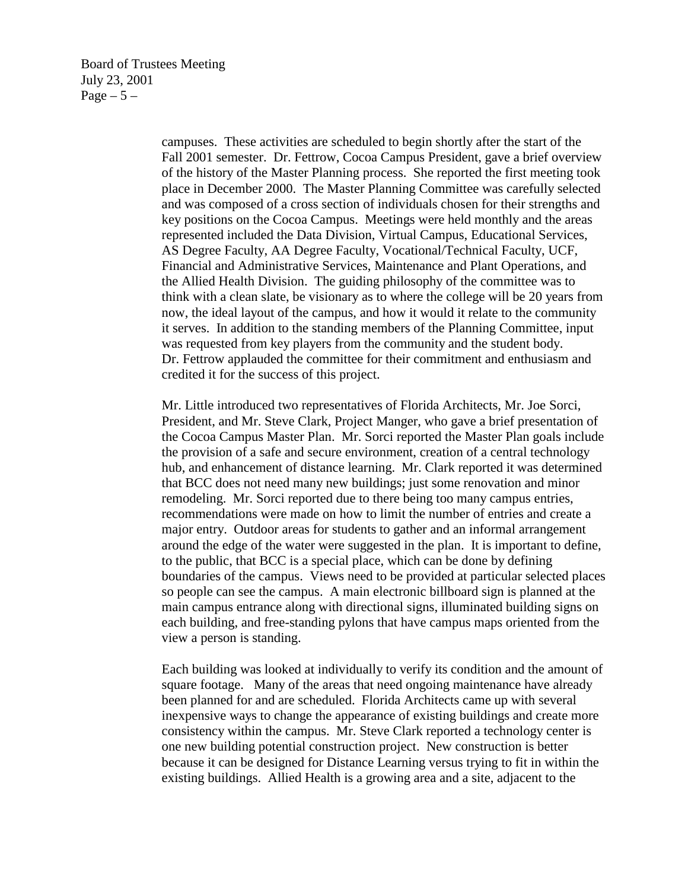campuses. These activities are scheduled to begin shortly after the start of the Fall 2001 semester. Dr. Fettrow, Cocoa Campus President, gave a brief overview of the history of the Master Planning process. She reported the first meeting took place in December 2000. The Master Planning Committee was carefully selected and was composed of a cross section of individuals chosen for their strengths and key positions on the Cocoa Campus. Meetings were held monthly and the areas represented included the Data Division, Virtual Campus, Educational Services, AS Degree Faculty, AA Degree Faculty, Vocational/Technical Faculty, UCF, Financial and Administrative Services, Maintenance and Plant Operations, and the Allied Health Division. The guiding philosophy of the committee was to think with a clean slate, be visionary as to where the college will be 20 years from now, the ideal layout of the campus, and how it would it relate to the community it serves. In addition to the standing members of the Planning Committee, input was requested from key players from the community and the student body. Dr. Fettrow applauded the committee for their commitment and enthusiasm and credited it for the success of this project.

Mr. Little introduced two representatives of Florida Architects, Mr. Joe Sorci, President, and Mr. Steve Clark, Project Manger, who gave a brief presentation of the Cocoa Campus Master Plan. Mr. Sorci reported the Master Plan goals include the provision of a safe and secure environment, creation of a central technology hub, and enhancement of distance learning. Mr. Clark reported it was determined that BCC does not need many new buildings; just some renovation and minor remodeling. Mr. Sorci reported due to there being too many campus entries, recommendations were made on how to limit the number of entries and create a major entry. Outdoor areas for students to gather and an informal arrangement around the edge of the water were suggested in the plan. It is important to define, to the public, that BCC is a special place, which can be done by defining boundaries of the campus. Views need to be provided at particular selected places so people can see the campus. A main electronic billboard sign is planned at the main campus entrance along with directional signs, illuminated building signs on each building, and free-standing pylons that have campus maps oriented from the view a person is standing.

Each building was looked at individually to verify its condition and the amount of square footage. Many of the areas that need ongoing maintenance have already been planned for and are scheduled. Florida Architects came up with several inexpensive ways to change the appearance of existing buildings and create more consistency within the campus. Mr. Steve Clark reported a technology center is one new building potential construction project. New construction is better because it can be designed for Distance Learning versus trying to fit in within the existing buildings. Allied Health is a growing area and a site, adjacent to the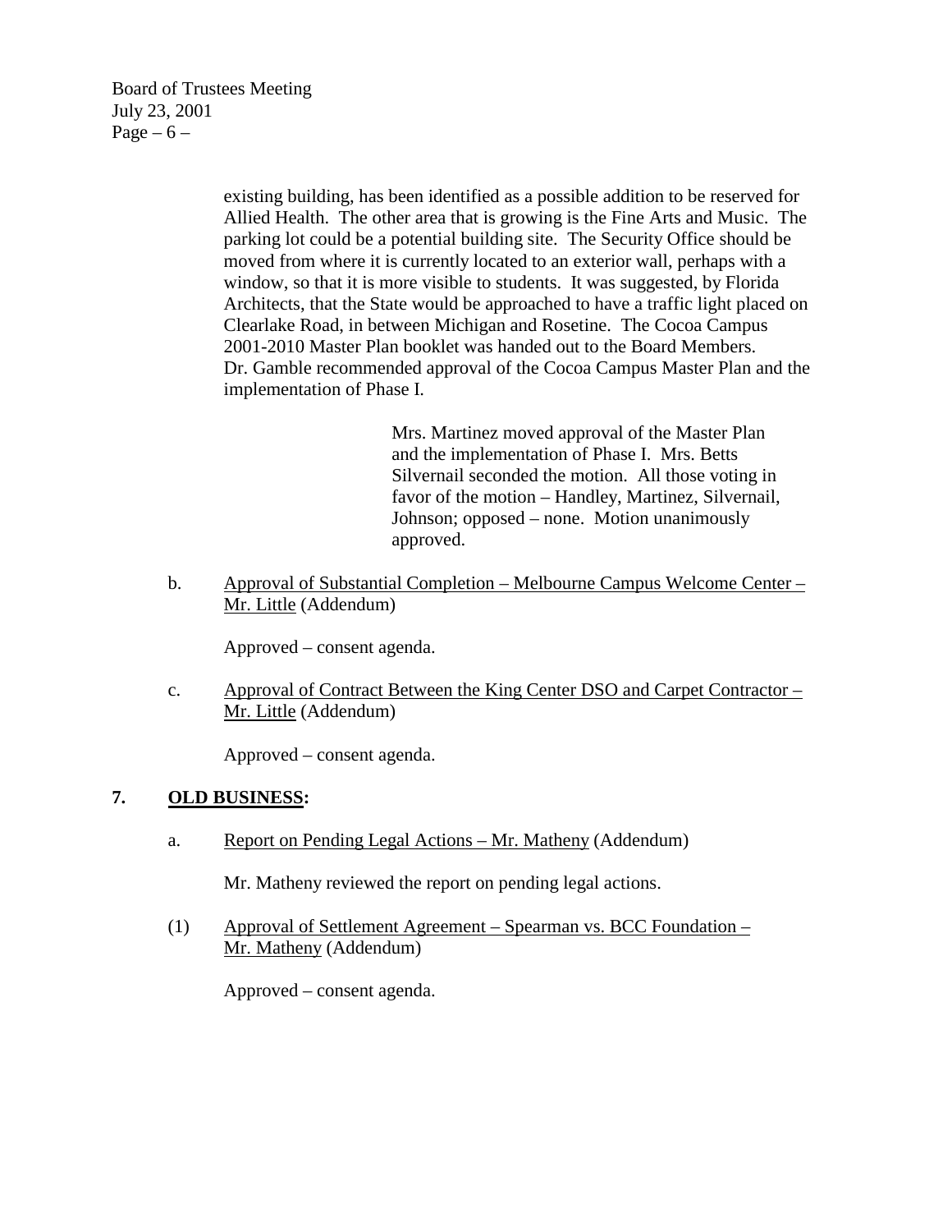existing building, has been identified as a possible addition to be reserved for Allied Health. The other area that is growing is the Fine Arts and Music. The parking lot could be a potential building site. The Security Office should be moved from where it is currently located to an exterior wall, perhaps with a window, so that it is more visible to students. It was suggested, by Florida Architects, that the State would be approached to have a traffic light placed on Clearlake Road, in between Michigan and Rosetine. The Cocoa Campus 2001-2010 Master Plan booklet was handed out to the Board Members. Dr. Gamble recommended approval of the Cocoa Campus Master Plan and the implementation of Phase I.

> Mrs. Martinez moved approval of the Master Plan and the implementation of Phase I. Mrs. Betts Silvernail seconded the motion. All those voting in favor of the motion – Handley, Martinez, Silvernail, Johnson; opposed – none. Motion unanimously approved.

b. Approval of Substantial Completion – Melbourne Campus Welcome Center – Mr. Little (Addendum)

Approved – consent agenda.

c. Approval of Contract Between the King Center DSO and Carpet Contractor – Mr. Little (Addendum)

Approved – consent agenda.

## 7. OLD BUSINESS:

a. Report on Pending Legal Actions – Mr. Matheny (Addendum)

Mr. Matheny reviewed the report on pending legal actions.

(1) Approval of Settlement Agreement – Spearman vs. BCC Foundation – Mr. Matheny (Addendum)

Approved – consent agenda.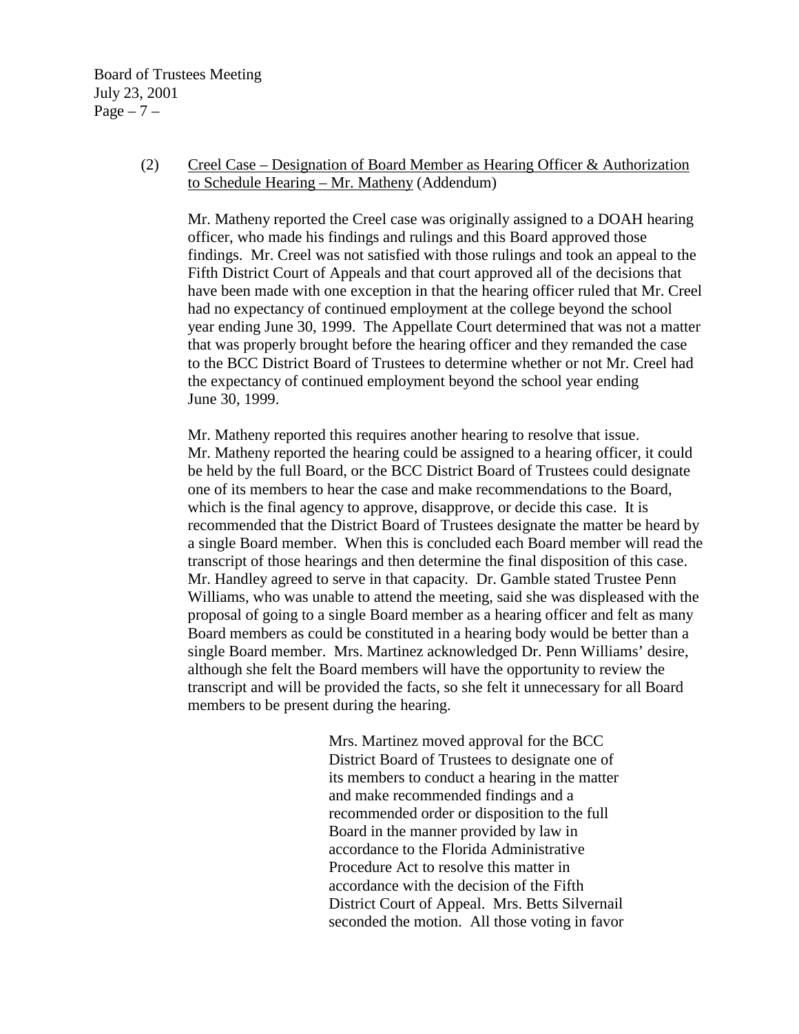(2) Creel Case – Designation of Board Member as Hearing Officer & Authorization to Schedule Hearing – Mr. Matheny (Addendum)

Mr. Matheny reported the Creel case was originally assigned to a DOAH hearing officer, who made his findings and rulings and this Board approved those findings. Mr. Creel was not satisfied with those rulings and took an appeal to the Fifth District Court of Appeals and that court approved all of the decisions that have been made with one exception in that the hearing officer ruled that Mr. Creel had no expectancy of continued employment at the college beyond the school year ending June 30, 1999. The Appellate Court determined that was not a matter that was properly brought before the hearing officer and they remanded the case to the BCC District Board of Trustees to determine whether or not Mr. Creel had the expectancy of continued employment beyond the school year ending June 30, 1999.

Mr. Matheny reported this requires another hearing to resolve that issue. Mr. Matheny reported the hearing could be assigned to a hearing officer, it could be held by the full Board, or the BCC District Board of Trustees could designate one of its members to hear the case and make recommendations to the Board, which is the final agency to approve, disapprove, or decide this case. It is recommended that the District Board of Trustees designate the matter be heard by a single Board member. When this is concluded each Board member will read the transcript of those hearings and then determine the final disposition of this case. Mr. Handley agreed to serve in that capacity. Dr. Gamble stated Trustee Penn Williams, who was unable to attend the meeting, said she was displeased with the proposal of going to a single Board member as a hearing officer and felt as many Board members as could be constituted in a hearing body would be better than a single Board member. Mrs. Martinez acknowledged Dr. Penn Williams' desire, although she felt the Board members will have the opportunity to review the transcript and will be provided the facts, so she felt it unnecessary for all Board members to be present during the hearing.

Mrs. Martinez moved approval for the BCC District Board of Trustees to designate one of its members to conduct a hearing in the matter and make recommended findings and a recommended order or disposition to the full Board in the manner provided by law in accordance to the Florida Administrative Procedure Act to resolve this matter in accordance with the decision of the Fifth District Court of Appeal. Mrs. Betts Silvernail seconded the motion. All those voting in favor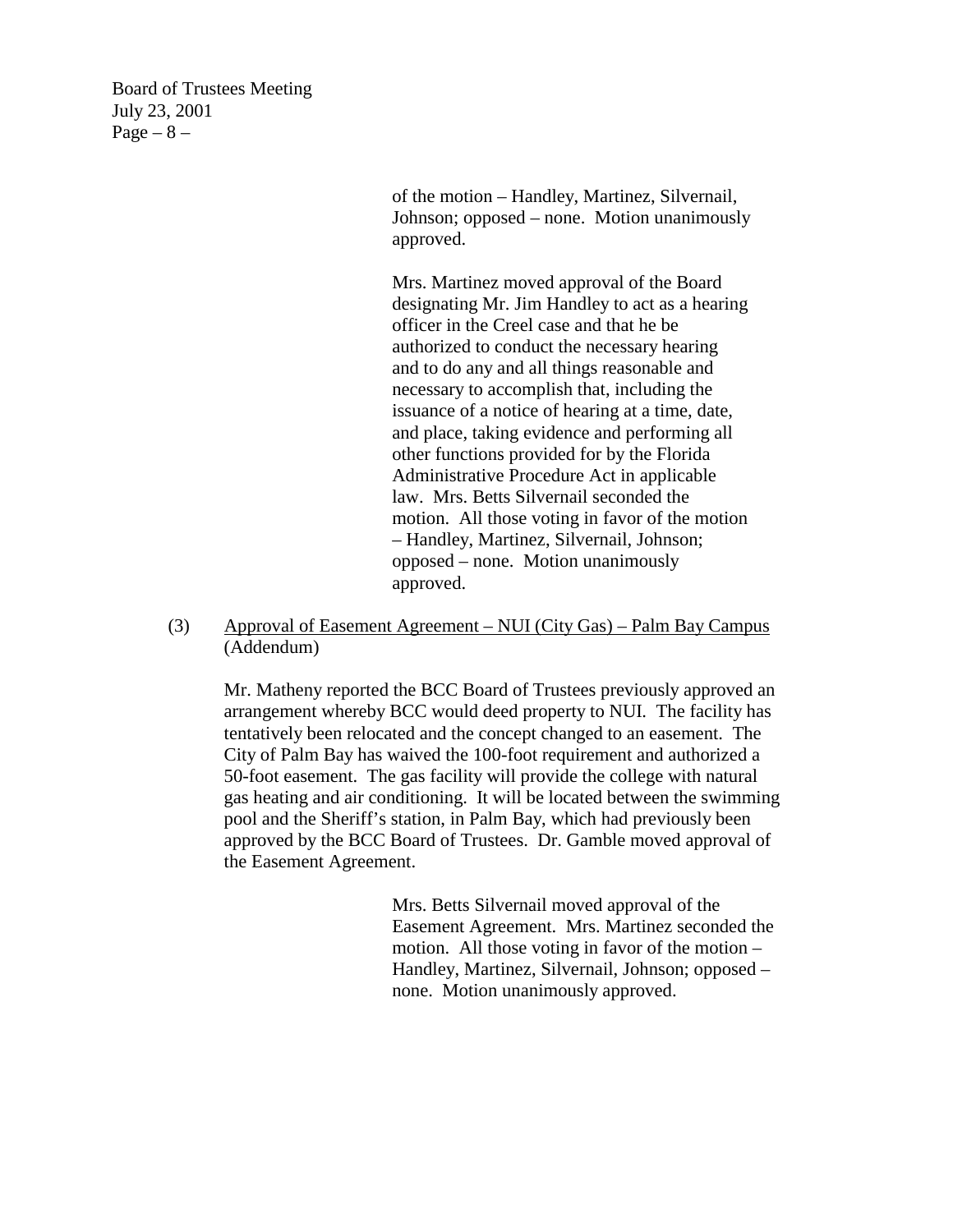of the motion – Handley, Martinez, Silvernail, Johnson; opposed – none. Motion unanimously approved.

Mrs. Martinez moved approval of the Board designating Mr. Jim Handley to act as a hearing officer in the Creel case and that he be authorized to conduct the necessary hearing and to do any and all things reasonable and necessary to accomplish that, including the issuance of a notice of hearing at a time, date, and place, taking evidence and performing all other functions provided for by the Florida Administrative Procedure Act in applicable law. Mrs. Betts Silvernail seconded the motion. All those voting in favor of the motion – Handley, Martinez, Silvernail, Johnson; opposed – none. Motion unanimously approved.

(3) Approval of Easement Agreement – NUI (City Gas) – Palm Bay Campus (Addendum)

Mr. Matheny reported the BCC Board of Trustees previously approved an arrangement whereby BCC would deed property to NUI. The facility has tentatively been relocated and the concept changed to an easement. The City of Palm Bay has waived the 100-foot requirement and authorized a 50-foot easement. The gas facility will provide the college with natural gas heating and air conditioning. It will be located between the swimming pool and the Sheriff's station, in Palm Bay, which had previously been approved by the BCC Board of Trustees. Dr. Gamble moved approval of the Easement Agreement.

Mrs. Betts Silvernail moved approval of the Easement Agreement. Mrs. Martinez seconded the motion. All those voting in favor of the motion – Handley, Martinez, Silvernail, Johnson; opposed – none. Motion unanimously approved.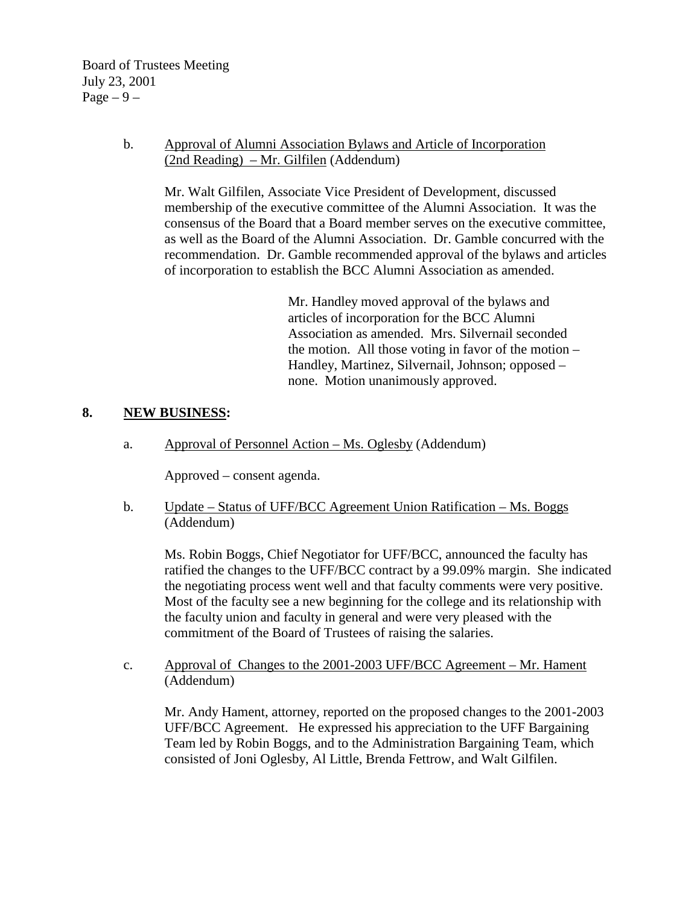b. <u>Approval of Alumni Association Bylaws and Article of Incorporation (2nd Reading) – Mr. Gilfilen</u> (Addendum)

Mr. Walt Gilfilen, Associate Vice President of Development, discussed membership of the executive committee of the Alumni Association. It was the consensus of the Board that a Board member serves on the executive committee, as well as the Board of the Alumni Association. Dr. Gamble concurred with the recommendation. Dr. Gamble recommended approval of the bylaws and articles of incorporation to establish the BCC Alumni Association as amended.

> Mr. Handley moved approval of the bylaws and articles of incorporation for the BCC Alumni Association as amended. Mrs. Silvernail seconded the motion. All those voting in favor of the motion – Handley, Martinez, Silvernail, Johnson; opposed – none. Motion unanimously approved.

## 8. NEW BUSINESS:

a. <u>Approval of Personnel Action – Ms. Oglesby</u> (Addendum)

Approved – consent agenda.

b. <u>Update – Status of UFF/BCC Agreement Union Ratification – Ms. Boggs</u> (Addendum)

Ms. Robin Boggs, Chief Negotiator for UFF/BCC, announced the faculty has ratified the changes to the UFF/BCC contract by a 99.09% margin. She indicated the negotiating process went well and that faculty comments were very positive. Most of the faculty see a new beginning for the college and its relationship with the faculty union and faculty in general and were very pleased with the commitment of the Board of Trustees of raising the salaries.

c. <u>Approval of Changes to the 2001-2003 UFF/BCC Agreement – Mr. Hament</u> (Addendum)

Mr. Andy Hament, attorney, reported on the proposed changes to the 2001-2003 UFF/BCC Agreement. He expressed his appreciation to the UFF Bargaining Team led by Robin Boggs, and to the Administration Bargaining Team, which consisted of Joni Oglesby, Al Little, Brenda Fettrow, and Walt Gilfilen.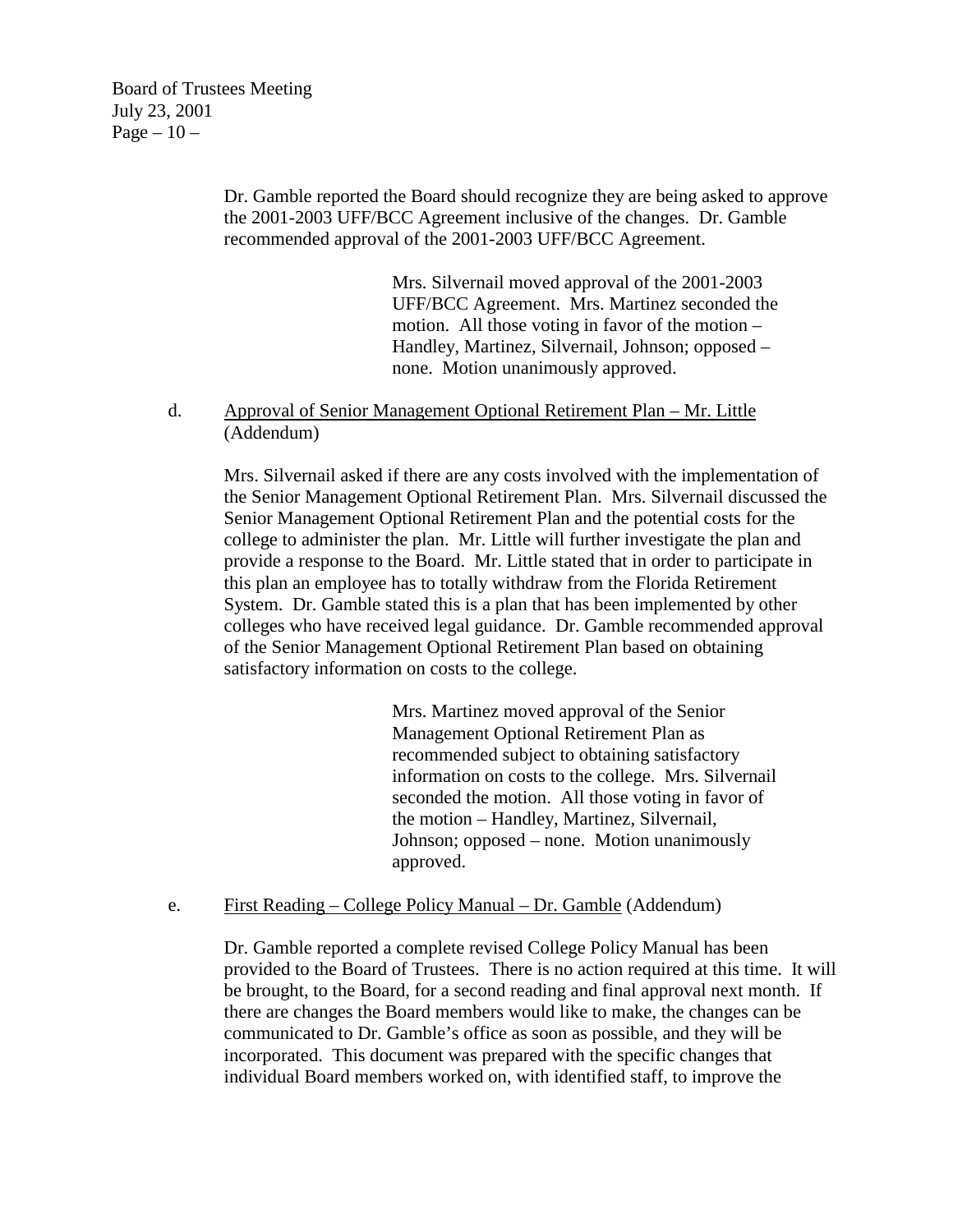Dr. Gamble reported the Board should recognize they are being asked to approve the 2001-2003 UFF/BCC Agreement inclusive of the changes. Dr. Gamble recommended approval of the 2001-2003 UFF/BCC Agreement.

> Mrs. Silvernail moved approval of the 2001-2003 UFF/BCC Agreement. Mrs. Martinez seconded the motion. All those voting in favor of the motion – Handley, Martinez, Silvernail, Johnson; opposed – none. Motion unanimously approved.

d. <u>Approval of Senior Management Optional Retirement Plan – Mr. Little</u> (Addendum)

Mrs. Silvernail asked if there are any costs involved with the implementation of the Senior Management Optional Retirement Plan. Mrs. Silvernail discussed the Senior Management Optional Retirement Plan and the potential costs for the college to administer the plan. Mr. Little will further investigate the plan and provide a response to the Board. Mr. Little stated that in order to participate in this plan an employee has to totally withdraw from the Florida Retirement System. Dr. Gamble stated this is a plan that has been implemented by other colleges who have received legal guidance. Dr. Gamble recommended approval of the Senior Management Optional Retirement Plan based on obtaining satisfactory information on costs to the college.

> Mrs. Martinez moved approval of the Senior Management Optional Retirement Plan as recommended subject to obtaining satisfactory information on costs to the college. Mrs. Silvernail seconded the motion. All those voting in favor of the motion – Handley, Martinez, Silvernail, Johnson; opposed – none. Motion unanimously approved.

e. <u>First Reading – College Policy Manual – Dr. Gamble</u> (Addendum)

Dr. Gamble reported a complete revised College Policy Manual has been provided to the Board of Trustees. There is no action required at this time. It will be brought, to the Board, for a second reading and final approval next month. If there are changes the Board members would like to make, the changes can be communicated to Dr. Gamble's office as soon as possible, and they will be incorporated. This document was prepared with the specific changes that individual Board members worked on, with identified staff, to improve the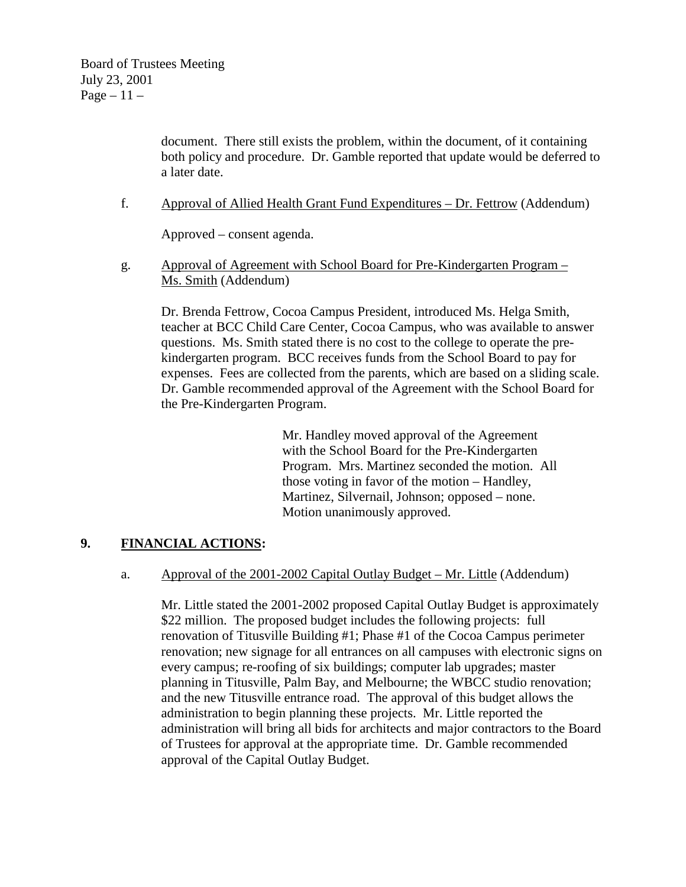document. There still exists the problem, within the document, of it containing both policy and procedure. Dr. Gamble reported that update would be deferred to a later date.

f. Approval of Allied Health Grant Fund Expenditures – Dr. Fettrow (Addendum)

Approved – consent agenda.

g. Approval of Agreement with School Board for Pre-Kindergarten Program – Ms. Smith (Addendum)

Dr. Brenda Fettrow, Cocoa Campus President, introduced Ms. Helga Smith, teacher at BCC Child Care Center, Cocoa Campus, who was available to answer questions. Ms. Smith stated there is no cost to the college to operate the pre-kindergarten program. BCC receives funds from the School Board to pay for expenses. Fees are collected from the parents, which are based on a sliding scale. Dr. Gamble recommended approval of the Agreement with the School Board for the Pre-Kindergarten Program.

> Mr. Handley moved approval of the Agreement with the School Board for the Pre-Kindergarten Program. Mrs. Martinez seconded the motion. All those voting in favor of the motion – Handley, Martinez, Silvernail, Johnson; opposed – none. Motion unanimously approved.

## 9. FINANCIAL ACTIONS:

a. Approval of the 2001-2002 Capital Outlay Budget – Mr. Little (Addendum)

Mr. Little stated the 2001-2002 proposed Capital Outlay Budget is approximately $22 million. The proposed budget includes the following projects: full renovation of Titusville Building #1; Phase #1 of the Cocoa Campus perimeter renovation; new signage for all entrances on all campuses with electronic signs on every campus; re-roofing of six buildings; computer lab upgrades; master planning in Titusville, Palm Bay, and Melbourne; the WBCC studio renovation; and the new Titusville entrance road. The approval of this budget allows the administration to begin planning these projects. Mr. Little reported the administration will bring all bids for architects and major contractors to the Board of Trustees for approval at the appropriate time. Dr. Gamble recommended approval of the Capital Outlay Budget.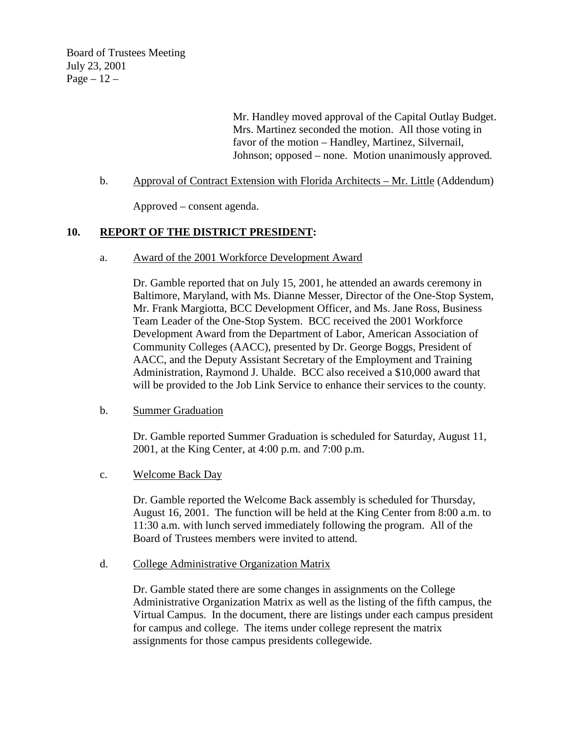Mr. Handley moved approval of the Capital Outlay Budget. Mrs. Martinez seconded the motion. All those voting in favor of the motion – Handley, Martinez, Silvernail, Johnson; opposed – none. Motion unanimously approved.

b. <u>Approval of Contract Extension with Florida Architects – Mr. Little</u> (Addendum)

Approved – consent agenda.

## 10. REPORT OF THE DISTRICT PRESIDENT:

a. <u>Award of the 2001 Workforce Development Award</u>

Dr. Gamble reported that on July 15, 2001, he attended an awards ceremony in Baltimore, Maryland, with Ms. Dianne Messer, Director of the One-Stop System, Mr. Frank Margiotta, BCC Development Officer, and Ms. Jane Ross, Business Team Leader of the One-Stop System. BCC received the 2001 Workforce Development Award from the Department of Labor, American Association of Community Colleges (AACC), presented by Dr. George Boggs, President of AACC, and the Deputy Assistant Secretary of the Employment and Training Administration, Raymond J. Uhalde. BCC also received a $10,000 award that will be provided to the Job Link Service to enhance their services to the county.

b. <u>Summer Graduation</u>

Dr. Gamble reported Summer Graduation is scheduled for Saturday, August 11, 2001, at the King Center, at 4:00 p.m. and 7:00 p.m.

c. <u>Welcome Back Day</u>

Dr. Gamble reported the Welcome Back assembly is scheduled for Thursday, August 16, 2001. The function will be held at the King Center from 8:00 a.m. to 11:30 a.m. with lunch served immediately following the program. All of the Board of Trustees members were invited to attend.

d. <u>College Administrative Organization Matrix</u>

Dr. Gamble stated there are some changes in assignments on the College Administrative Organization Matrix as well as the listing of the fifth campus, the Virtual Campus. In the document, there are listings under each campus president for campus and college. The items under college represent the matrix assignments for those campus presidents collegewide.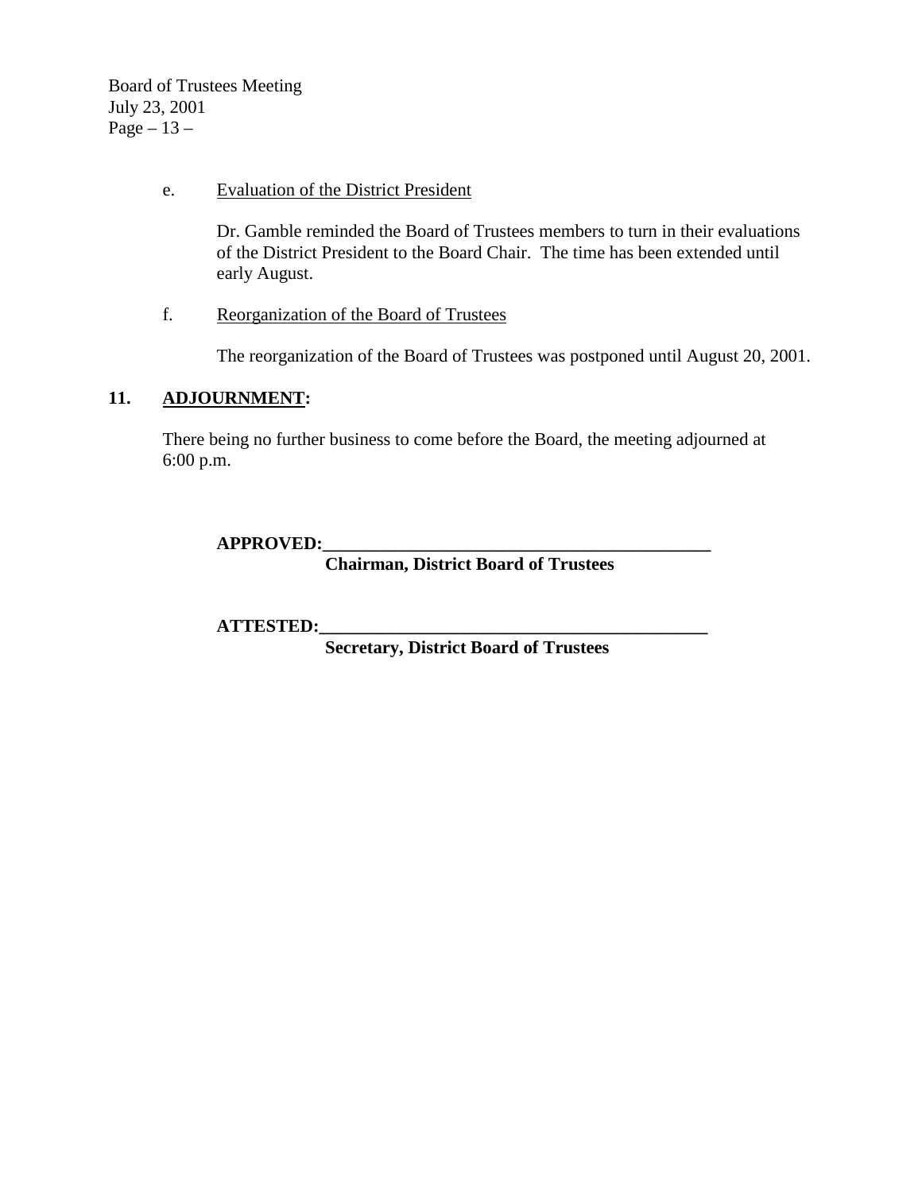e. Evaluation of the District President

Dr. Gamble reminded the Board of Trustees members to turn in their evaluations of the District President to the Board Chair. The time has been extended until early August.

f. Reorganization of the Board of Trustees

The reorganization of the Board of Trustees was postponed until August 20, 2001.

## 11. ADJOURNMENT:

There being no further business to come before the Board, the meeting adjourned at 6:00 p.m.

**APPROVED:**\_\_\_\_\_\_\_\_\_\_\_\_\_\_\_\_\_\_\_\_\_\_\_\_\_\_\_\_\_\_\_\_\_\_\_\_\_\_\_\_\_\_\_\_
**Chairman, District Board of Trustees**

**ATTESTED:**\_\_\_\_\_\_\_\_\_\_\_\_\_\_\_\_\_\_\_\_\_\_\_\_\_\_\_\_\_\_\_\_\_\_\_\_\_\_\_\_\_\_\_\_
**Secretary, District Board of Trustees**